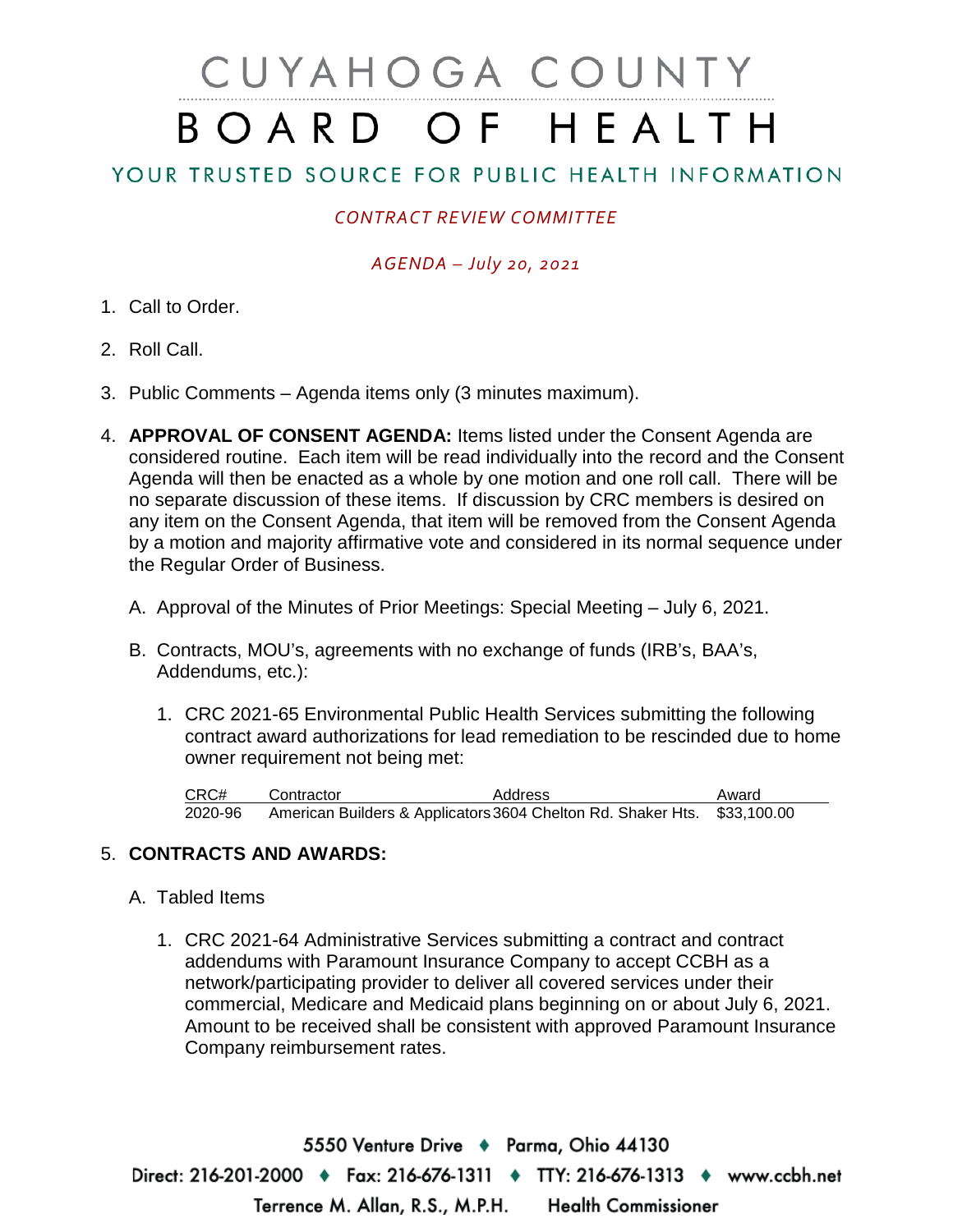# CUYAHOGA COUNTY BOARD OF HEALTH

## YOUR TRUSTED SOURCE FOR PUBLIC HEALTH INFORMATION

*CONTRACT REVIEW COMMITTEE*

*AGENDA – July 20, 2021*

1. Call to Order.

2. Roll Call.

3. Public Comments – Agenda items only (3 minutes maximum).

4. **APPROVAL OF CONSENT AGENDA:** Items listed under the Consent Agenda are considered routine. Each item will be read individually into the record and the Consent Agenda will then be enacted as a whole by one motion and one roll call. There will be no separate discussion of these items. If discussion by CRC members is desired on any item on the Consent Agenda, that item will be removed from the Consent Agenda by a motion and majority affirmative vote and considered in its normal sequence under the Regular Order of Business.

   A. Approval of the Minutes of Prior Meetings: Special Meeting – July 6, 2021.

   B. Contracts, MOU's, agreements with no exchange of funds (IRB's, BAA's, Addendums, etc.):

      1. CRC 2021-65 Environmental Public Health Services submitting the following contract award authorizations for lead remediation to be rescinded due to home owner requirement not being met:

| CRC# | Contractor | Address | Award |
|---|---|---|---|
| 2020-96 | American Builders & Applicators | 3604 Chelton Rd. Shaker Hts. | $33,100.00 |

5. **CONTRACTS AND AWARDS:**

   A. Tabled Items

      1. CRC 2021-64 Administrative Services submitting a contract and contract addendums with Paramount Insurance Company to accept CCBH as a network/participating provider to deliver all covered services under their commercial, Medicare and Medicaid plans beginning on or about July 6, 2021. Amount to be received shall be consistent with approved Paramount Insurance Company reimbursement rates.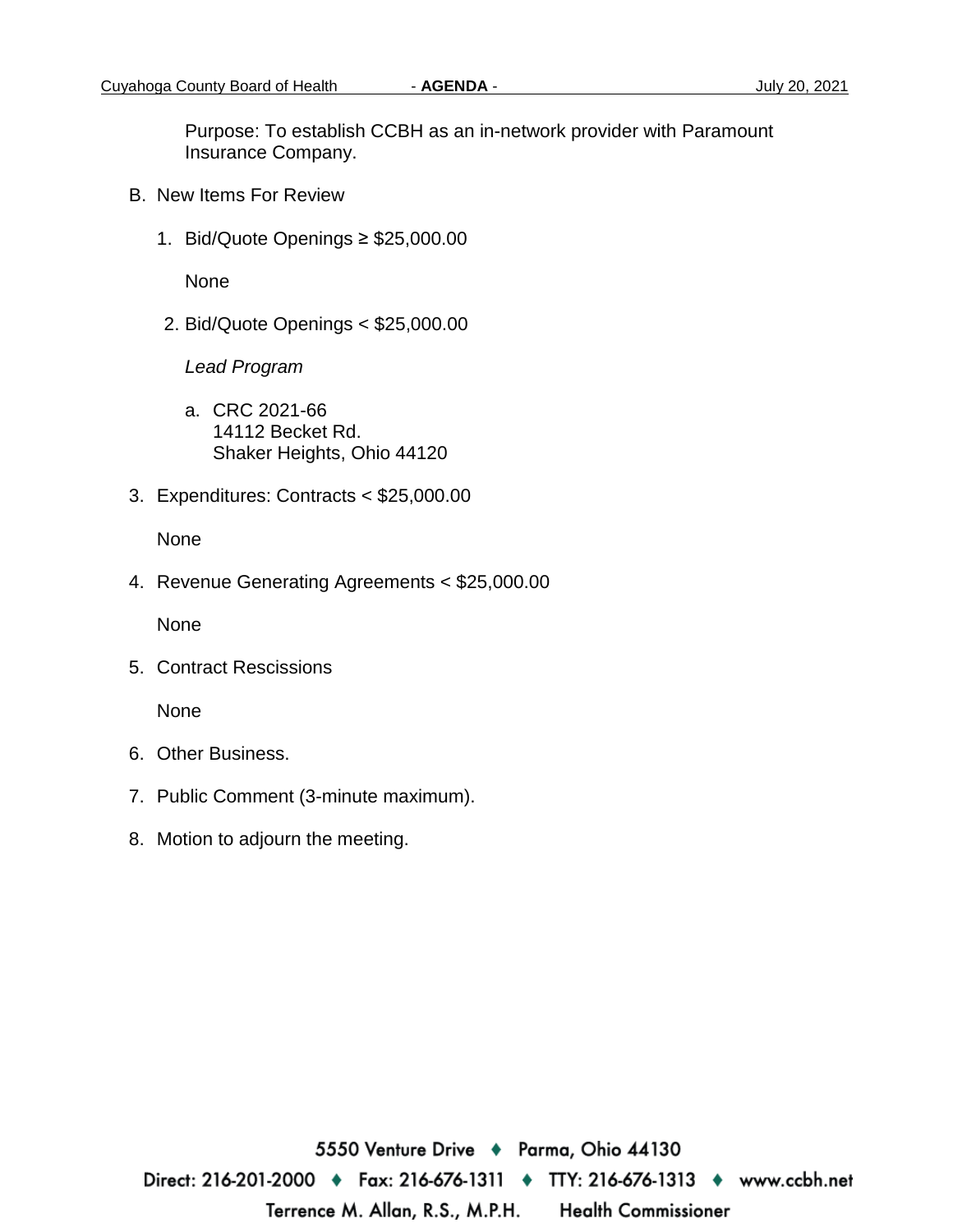Purpose: To establish CCBH as an in-network provider with Paramount Insurance Company.

B. New Items For Review

1. Bid/Quote Openings ≥ $25,000.00

   None

2. Bid/Quote Openings < $25,000.00

   *Lead Program*

   a. CRC 2021-66
      14112 Becket Rd.
      Shaker Heights, Ohio 44120

3. Expenditures: Contracts < $25,000.00

   None

4. Revenue Generating Agreements < $25,000.00

   None

5. Contract Rescissions

   None

6. Other Business.

7. Public Comment (3-minute maximum).

8. Motion to adjourn the meeting.